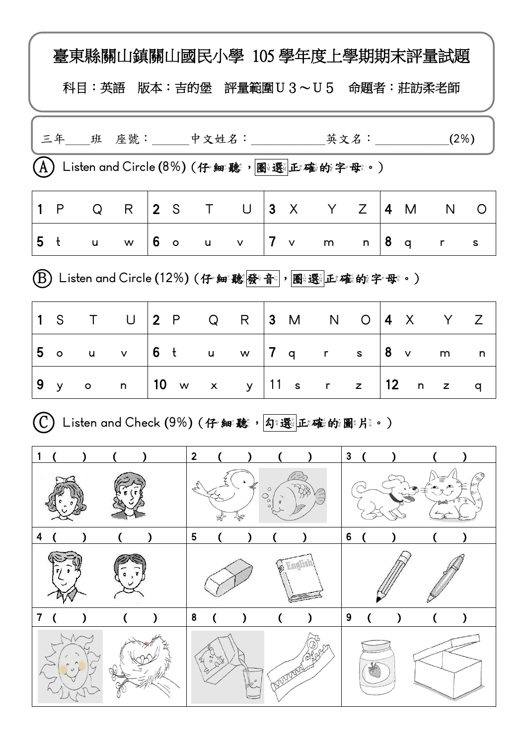# 臺東縣關山鎮關山國民小學 105 學年度上學期期末評量試題

科目：英語　版本：吉的堡　評量範圍Ｕ３～Ｕ５　命題者：莊訪柔老師

三年＿＿班　座號：＿＿＿中文姓名：＿＿＿＿＿＿英文名：＿＿＿＿＿＿(2%)

## Ⓐ Listen and Circle (8%) (仔細聽，圈選正確的字母。)

| | | | | | | | | | | | | | | | |
|---|---|---|---|---|---|---|---|---|---|---|---|---|---|---|---|
| 1 | P | Q | R | 2 | S | T | U | 3 | X | Y | Z | 4 | M | N | O |
| 5 | t | u | w | 6 | o | u | v | 7 | v | m | n | 8 | q | r | s |

## Ⓑ Listen and Circle (12%) (仔細聽發音，圈選正確的字母。)

| | | | | | | | | | | | | | | | |
|---|---|---|---|---|---|---|---|---|---|---|---|---|---|---|---|
| 1 | S | T | U | 2 | P | Q | R | 3 | M | N | O | 4 | X | Y | Z |
| 5 | o | u | v | 6 | t | u | w | 7 | q | r | s | 8 | v | m | n |
| 9 | y | o | n | 10 | w | x | y | 11 | s | r | z | 12 | n | z | q |

## Ⓒ Listen and Check (9%) (仔細聽，勾選正確的圖片。)

| | | |
|---|---|---|
| 1 (　　) (　　) | 2 (　　) (　　) | 3 (　　) (　　) |
| 4 (　　) (　　) | 5 (　　) (　　) | 6 (　　) (　　) |
| 7 (　　) (　　) | 8 (　　) (　　) | 9 (　　) (　　) |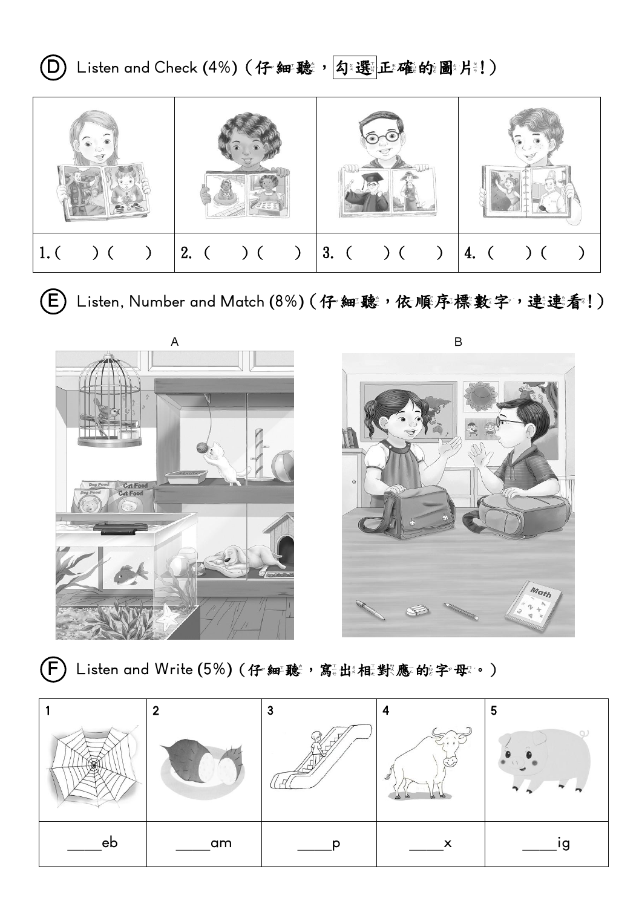## (D) Listen and Check (4%) (仔細聽，勾選正確的圖片！)

| 1. (　) (　) | 2. (　) (　) | 3. (　) (　) | 4. (　) (　) |
|---|---|---|---|

## (E) Listen, Number and Match (8%) (仔細聽，依順序標數字，連連看！)

A

B

## (F) Listen and Write (5%) (仔細聽，寫出相對應的字母。)

| 1 | 2 | 3 | 4 | 5 |
|---|---|---|---|---|
| ____eb | ____am | ____p | ____x | ____ig |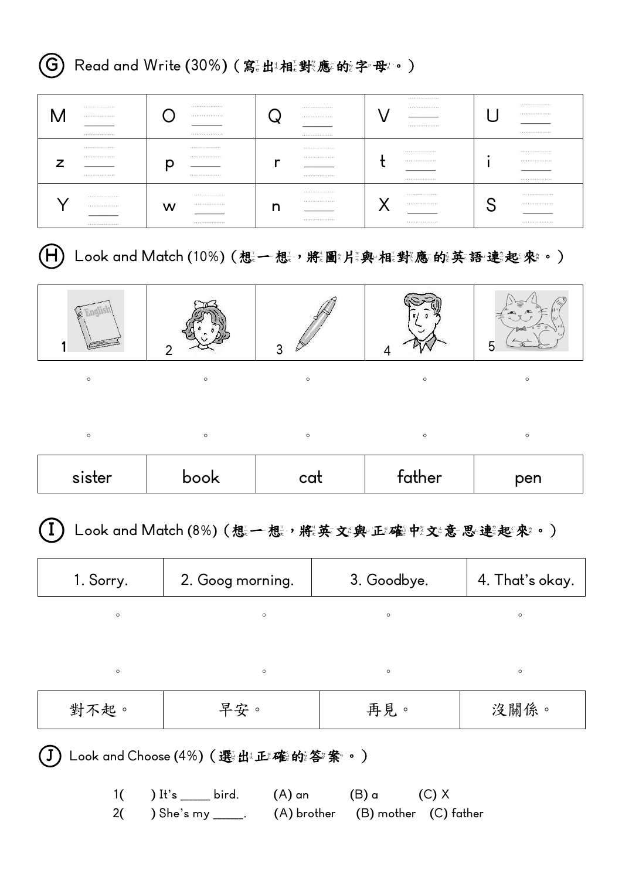## Ⓖ Read and Write (30%)（寫出相對應的字母。）

| M ____ | O ____ | Q ____ | V ____ | U ____ |
|---|---|---|---|---|
| z ____ | p ____ | r ____ | t ____ | i ____ |
| Y ____ | w ____ | n ____ | X ____ | S ____ |

## Ⓗ Look and Match (10%)（想一想，將圖片與相對應的英語連起來。）

| 1 | 2 | 3 | 4 | 5 |
|---|---|---|---|---|

| sister | book | cat | father | pen |
|---|---|---|---|---|

## Ⓘ Look and Match (8%)（想一想，將英文與正確中文意思連起來。）

| 1. Sorry. | 2. Goog morning. | 3. Goodbye. | 4. That's okay. |
|---|---|---|---|

| 對不起。 | 早安。 | 再見。 | 沒關係。 |
|---|---|---|---|

## Ⓙ Look and Choose (4%)（選出正確的答案。）

1(　　) It's _____ bird.　　(A) an　　(B) a　　(C) X

2(　　) She's my _____.　　(A) brother　　(B) mother　　(C) father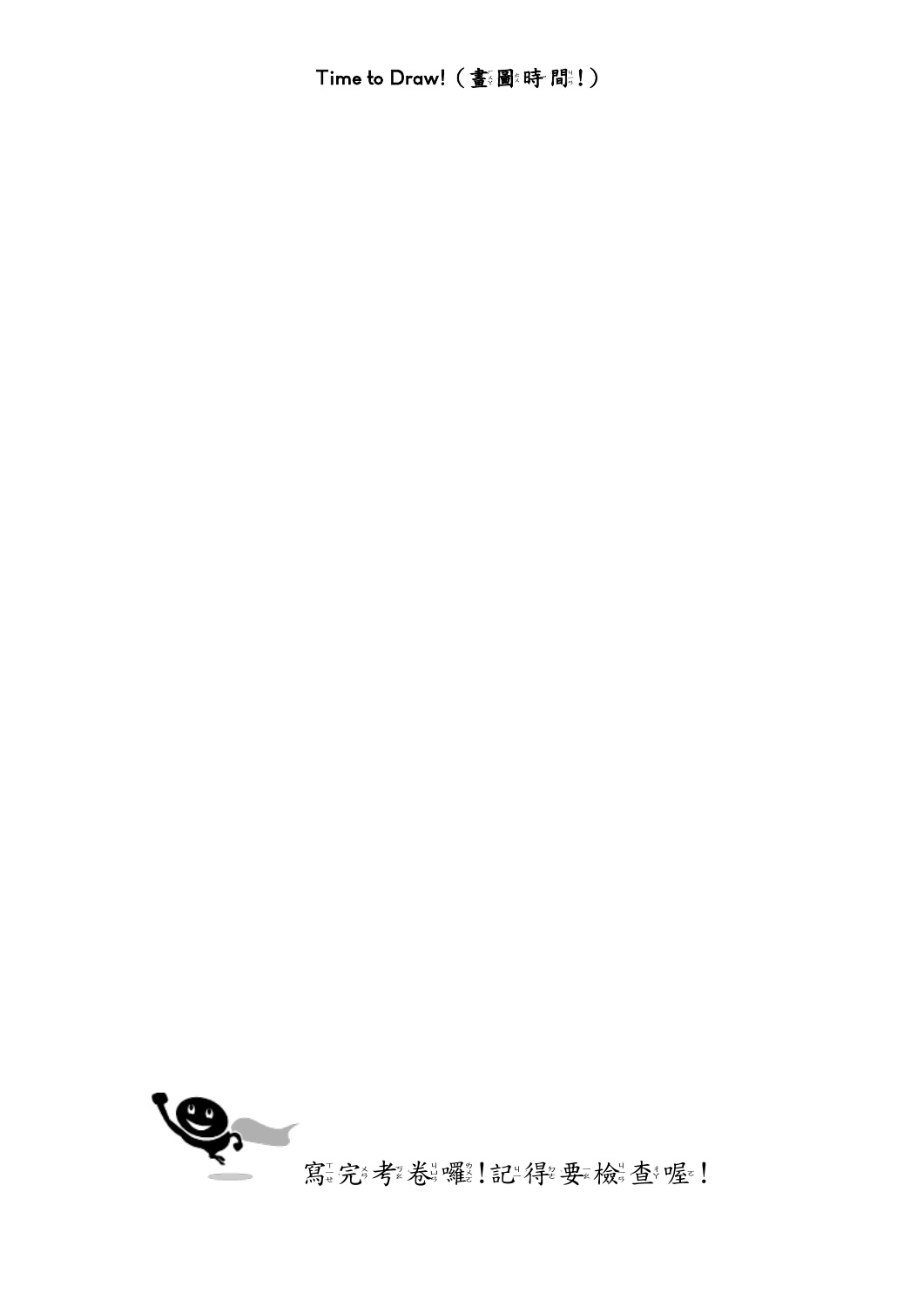Time to Draw!（畫圖時間！）

寫完考卷囉！記得要檢查喔！